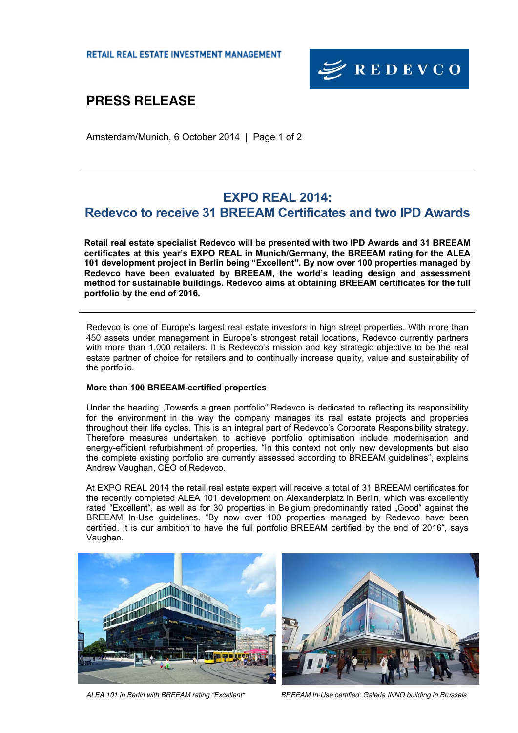RETAIL REAL ESTATE INVESTMENT MANAGEMENT

# PRESS RELEASE

Amsterdam/Munich, 6 October 2014

## EXPO REAL 2014:
## Redevco to receive 31 BREEAM Certificates and two IPD Awards

**Retail real estate specialist Redevco will be presented with two IPD Awards and 31 BREEAM certificates at this year's EXPO REAL in Munich/Germany, the BREEAM rating for the ALEA 101 development project in Berlin being "Excellent". By now over 100 properties managed by Redevco have been evaluated by BREEAM, the world's leading design and assessment method for sustainable buildings. Redevco aims at obtaining BREEAM certificates for the full portfolio by the end of 2016.**

---

Redevco is one of Europe's largest real estate investors in high street properties. With more than 450 assets under management in Europe's strongest retail locations, Redevco currently partners with more than 1,000 retailers. It is Redevco's mission and key strategic objective to be the real estate partner of choice for retailers and to continually increase quality, value and sustainability of the portfolio.

**More than 100 BREEAM-certified properties**

Under the heading „Towards a green portfolio" Redevco is dedicated to reflecting its responsibility for the environment in the way the company manages its real estate projects and properties throughout their life cycles. This is an integral part of Redevco's Corporate Responsibility strategy. Therefore measures undertaken to achieve portfolio optimisation include modernisation and energy-efficient refurbishment of properties. "In this context not only new developments but also the complete existing portfolio are currently assessed according to BREEAM guidelines", explains Andrew Vaughan, CEO of Redevco.

At EXPO REAL 2014 the retail real estate expert will receive a total of 31 BREEAM certificates for the recently completed ALEA 101 development on Alexanderplatz in Berlin, which was excellently rated "Excellent", as well as for 30 properties in Belgium predominantly rated „Good" against the BREEAM In-Use guidelines. "By now over 100 properties managed by Redevco have been certified. It is our ambition to have the full portfolio BREEAM certified by the end of 2016", says Vaughan.

*ALEA 101 in Berlin with BREEAM rating "Excellent"*

*BREEAM In-Use certified: Galeria INNO building in Brussels*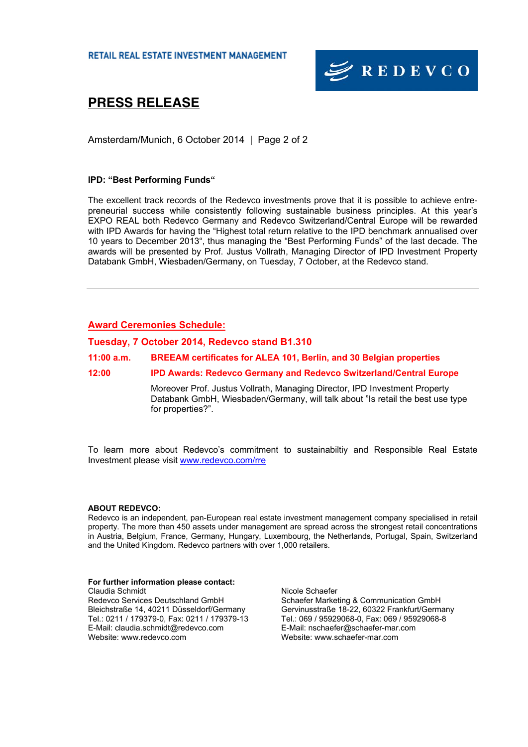# PRESS RELEASE

Amsterdam/Munich, 6 October 2014

### IPD: "Best Performing Funds"

The excellent track records of the Redevco investments prove that it is possible to achieve entrepreneurial success while consistently following sustainable business principles. At this year's EXPO REAL both Redevco Germany and Redevco Switzerland/Central Europe will be rewarded with IPD Awards for having the "Highest total return relative to the IPD benchmark annualised over 10 years to December 2013", thus managing the "Best Performing Funds" of the last decade. The awards will be presented by Prof. Justus Vollrath, Managing Director of IPD Investment Property Databank GmbH, Wiesbaden/Germany, on Tuesday, 7 October, at the Redevco stand.

---

## Award Ceremonies Schedule:

**Tuesday, 7 October 2014, Redevco stand B1.310**

**11:00 a.m.** **BREEAM certificates for ALEA 101, Berlin, and 30 Belgian properties**

**12:00** **IPD Awards: Redevco Germany and Redevco Switzerland/Central Europe**

Moreover Prof. Justus Vollrath, Managing Director, IPD Investment Property Databank GmbH, Wiesbaden/Germany, will talk about "Is retail the best use type for properties?".

To learn more about Redevco's commitment to sustainabiltiy and Responsible Real Estate Investment please visit www.redevco.com/rre

**ABOUT REDEVCO:**
Redevco is an independent, pan-European real estate investment management company specialised in retail property. The more than 450 assets under management are spread across the strongest retail concentrations in Austria, Belgium, France, Germany, Hungary, Luxembourg, the Netherlands, Portugal, Spain, Switzerland and the United Kingdom. Redevco partners with over 1,000 retailers.

**For further information please contact:**

Claudia Schmidt
Redevco Services Deutschland GmbH
Bleichstraße 14, 40211 Düsseldorf/Germany
Tel.: 0211 / 179379-0, Fax: 0211 / 179379-13
E-Mail: claudia.schmidt@redevco.com
Website: www.redevco.com

Nicole Schaefer
Schaefer Marketing & Communication GmbH
Gervinusstraße 18-22, 60322 Frankfurt/Germany
Tel.: 069 / 95929068-0, Fax: 069 / 95929068-8
E-Mail: nschaefer@schaefer-mar.com
Website: www.schaefer-mar.com